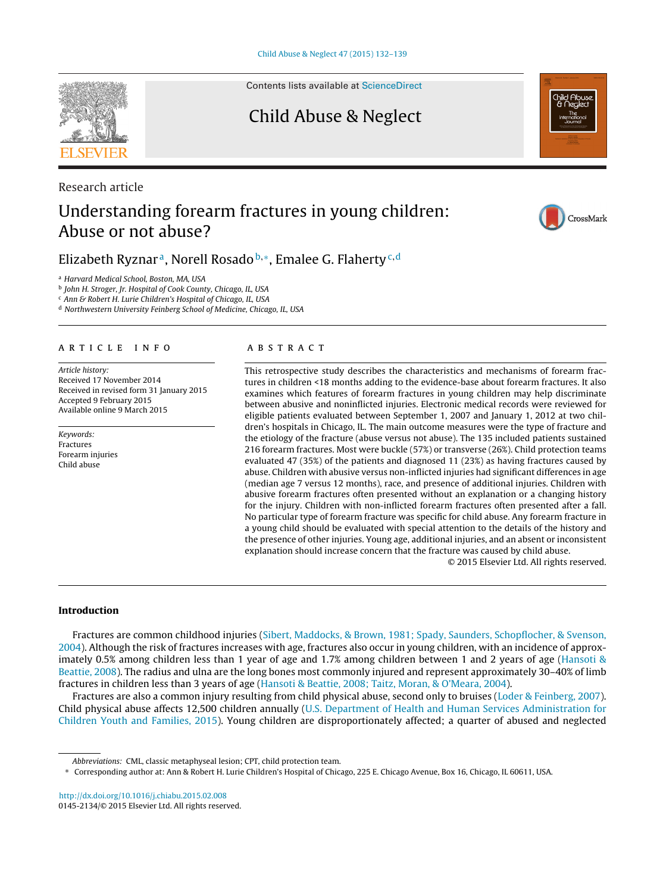Research article

# Understanding forearm fractures in young children: Abuse or not abuse?

Elizabeth Ryznar[a], Norell Rosado[b,*], Emalee G. Flaherty[c,d]

[a] Harvard Medical School, Boston, MA, USA
[b] John H. Stroger, Jr. Hospital of Cook County, Chicago, IL, USA
[c] Ann & Robert H. Lurie Children's Hospital of Chicago, IL, USA
[d] Northwestern University Feinberg School of Medicine, Chicago, IL, USA

## ARTICLE INFO

*Article history:*
Received 17 November 2014
Received in revised form 31 January 2015
Accepted 9 February 2015
Available online 9 March 2015

*Keywords:*
Fractures
Forearm injuries
Child abuse

## ABSTRACT

This retrospective study describes the characteristics and mechanisms of forearm fractures in children <18 months adding to the evidence-base about forearm fractures. It also examines which features of forearm fractures in young children may help discriminate between abusive and noninflicted injuries. Electronic medical records were reviewed for eligible patients evaluated between September 1, 2007 and January 1, 2012 at two children's hospitals in Chicago, IL. The main outcome measures were the type of fracture and the etiology of the fracture (abuse versus not abuse). The 135 included patients sustained 216 forearm fractures. Most were buckle (57%) or transverse (26%). Child protection teams evaluated 47 (35%) of the patients and diagnosed 11 (23%) as having fractures caused by abuse. Children with abusive versus non-inflicted injuries had significant differences in age (median age 7 versus 12 months), race, and presence of additional injuries. Children with abusive forearm fractures often presented without an explanation or a changing history for the injury. Children with non-inflicted forearm fractures often presented after a fall. No particular type of forearm fracture was specific for child abuse. Any forearm fracture in a young child should be evaluated with special attention to the details of the history and the presence of other injuries. Young age, additional injuries, and an absent or inconsistent explanation should increase concern that the fracture was caused by child abuse.

© 2015 Elsevier Ltd. All rights reserved.

## Introduction

Fractures are common childhood injuries (Sibert, Maddocks, & Brown, 1981; Spady, Saunders, Schopflocher, & Svenson, 2004). Although the risk of fractures increases with age, fractures also occur in young children, with an incidence of approximately 0.5% among children less than 1 year of age and 1.7% among children between 1 and 2 years of age (Hansoti & Beattie, 2008). The radius and ulna are the long bones most commonly injured and represent approximately 30–40% of limb fractures in children less than 3 years of age (Hansoti & Beattie, 2008; Taitz, Moran, & O'Meara, 2004).

Fractures are also a common injury resulting from child physical abuse, second only to bruises (Loder & Feinberg, 2007). Child physical abuse affects 12,500 children annually (U.S. Department of Health and Human Services Administration for Children Youth and Families, 2015). Young children are disproportionately affected; a quarter of abused and neglected

*Abbreviations:* CML, classic metaphyseal lesion; CPT, child protection team.

* Corresponding author at: Ann & Robert H. Lurie Children's Hospital of Chicago, 225 E. Chicago Avenue, Box 16, Chicago, IL 60611, USA.

http://dx.doi.org/10.1016/j.chiabu.2015.02.008
0145-2134/© 2015 Elsevier Ltd. All rights reserved.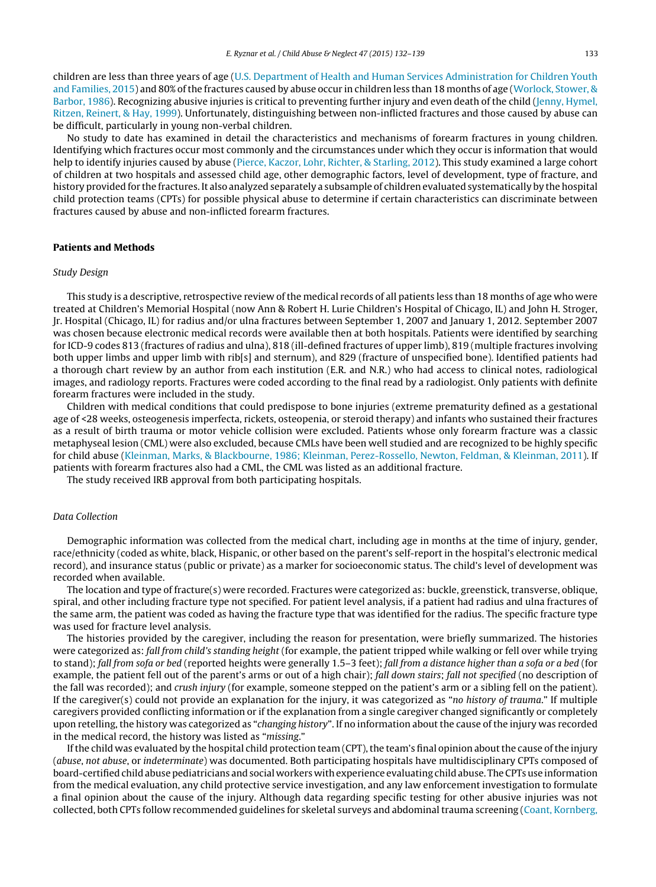children are less than three years of age (U.S. Department of Health and Human Services Administration for Children Youth and Families, 2015) and 80% of the fractures caused by abuse occur in children less than 18 months of age (Worlock, Stower, & Barbor, 1986). Recognizing abusive injuries is critical to preventing further injury and even death of the child (Jenny, Hymel, Ritzen, Reinert, & Hay, 1999). Unfortunately, distinguishing between non-inflicted fractures and those caused by abuse can be difficult, particularly in young non-verbal children.

No study to date has examined in detail the characteristics and mechanisms of forearm fractures in young children. Identifying which fractures occur most commonly and the circumstances under which they occur is information that would help to identify injuries caused by abuse (Pierce, Kaczor, Lohr, Richter, & Starling, 2012). This study examined a large cohort of children at two hospitals and assessed child age, other demographic factors, level of development, type of fracture, and history provided for the fractures. It also analyzed separately a subsample of children evaluated systematically by the hospital child protection teams (CPTs) for possible physical abuse to determine if certain characteristics can discriminate between fractures caused by abuse and non-inflicted forearm fractures.

## Patients and Methods

### Study Design

This study is a descriptive, retrospective review of the medical records of all patients less than 18 months of age who were treated at Children's Memorial Hospital (now Ann & Robert H. Lurie Children's Hospital of Chicago, IL) and John H. Stroger, Jr. Hospital (Chicago, IL) for radius and/or ulna fractures between September 1, 2007 and January 1, 2012. September 2007 was chosen because electronic medical records were available then at both hospitals. Patients were identified by searching for ICD-9 codes 813 (fractures of radius and ulna), 818 (ill-defined fractures of upper limb), 819 (multiple fractures involving both upper limbs and upper limb with rib[s] and sternum), and 829 (fracture of unspecified bone). Identified patients had a thorough chart review by an author from each institution (E.R. and N.R.) who had access to clinical notes, radiological images, and radiology reports. Fractures were coded according to the final read by a radiologist. Only patients with definite forearm fractures were included in the study.

Children with medical conditions that could predispose to bone injuries (extreme prematurity defined as a gestational age of <28 weeks, osteogenesis imperfecta, rickets, osteopenia, or steroid therapy) and infants who sustained their fractures as a result of birth trauma or motor vehicle collision were excluded. Patients whose only forearm fracture was a classic metaphyseal lesion (CML) were also excluded, because CMLs have been well studied and are recognized to be highly specific for child abuse (Kleinman, Marks, & Blackbourne, 1986; Kleinman, Perez-Rossello, Newton, Feldman, & Kleinman, 2011). If patients with forearm fractures also had a CML, the CML was listed as an additional fracture.

The study received IRB approval from both participating hospitals.

### Data Collection

Demographic information was collected from the medical chart, including age in months at the time of injury, gender, race/ethnicity (coded as white, black, Hispanic, or other based on the parent's self-report in the hospital's electronic medical record), and insurance status (public or private) as a marker for socioeconomic status. The child's level of development was recorded when available.

The location and type of fracture(s) were recorded. Fractures were categorized as: buckle, greenstick, transverse, oblique, spiral, and other including fracture type not specified. For patient level analysis, if a patient had radius and ulna fractures of the same arm, the patient was coded as having the fracture type that was identified for the radius. The specific fracture type was used for fracture level analysis.

The histories provided by the caregiver, including the reason for presentation, were briefly summarized. The histories were categorized as: *fall from child's standing height* (for example, the patient tripped while walking or fell over while trying to stand); *fall from sofa or bed* (reported heights were generally 1.5–3 feet); *fall from a distance higher than a sofa or a bed* (for example, the patient fell out of the parent's arms or out of a high chair); *fall down stairs*; *fall not specified* (no description of the fall was recorded); and *crush injury* (for example, someone stepped on the patient's arm or a sibling fell on the patient). If the caregiver(s) could not provide an explanation for the injury, it was categorized as "*no history of trauma*." If multiple caregivers provided conflicting information or if the explanation from a single caregiver changed significantly or completely upon retelling, the history was categorized as "*changing history*". If no information about the cause of the injury was recorded in the medical record, the history was listed as "*missing*."

If the child was evaluated by the hospital child protection team (CPT), the team's final opinion about the cause of the injury (*abuse*, *not abuse*, or *indeterminate*) was documented. Both participating hospitals have multidisciplinary CPTs composed of board-certified child abuse pediatricians and social workers with experience evaluating child abuse. The CPTs use information from the medical evaluation, any child protective service investigation, and any law enforcement investigation to formulate a final opinion about the cause of the injury. Although data regarding specific testing for other abusive injuries was not collected, both CPTs follow recommended guidelines for skeletal surveys and abdominal trauma screening (Coant, Kornberg,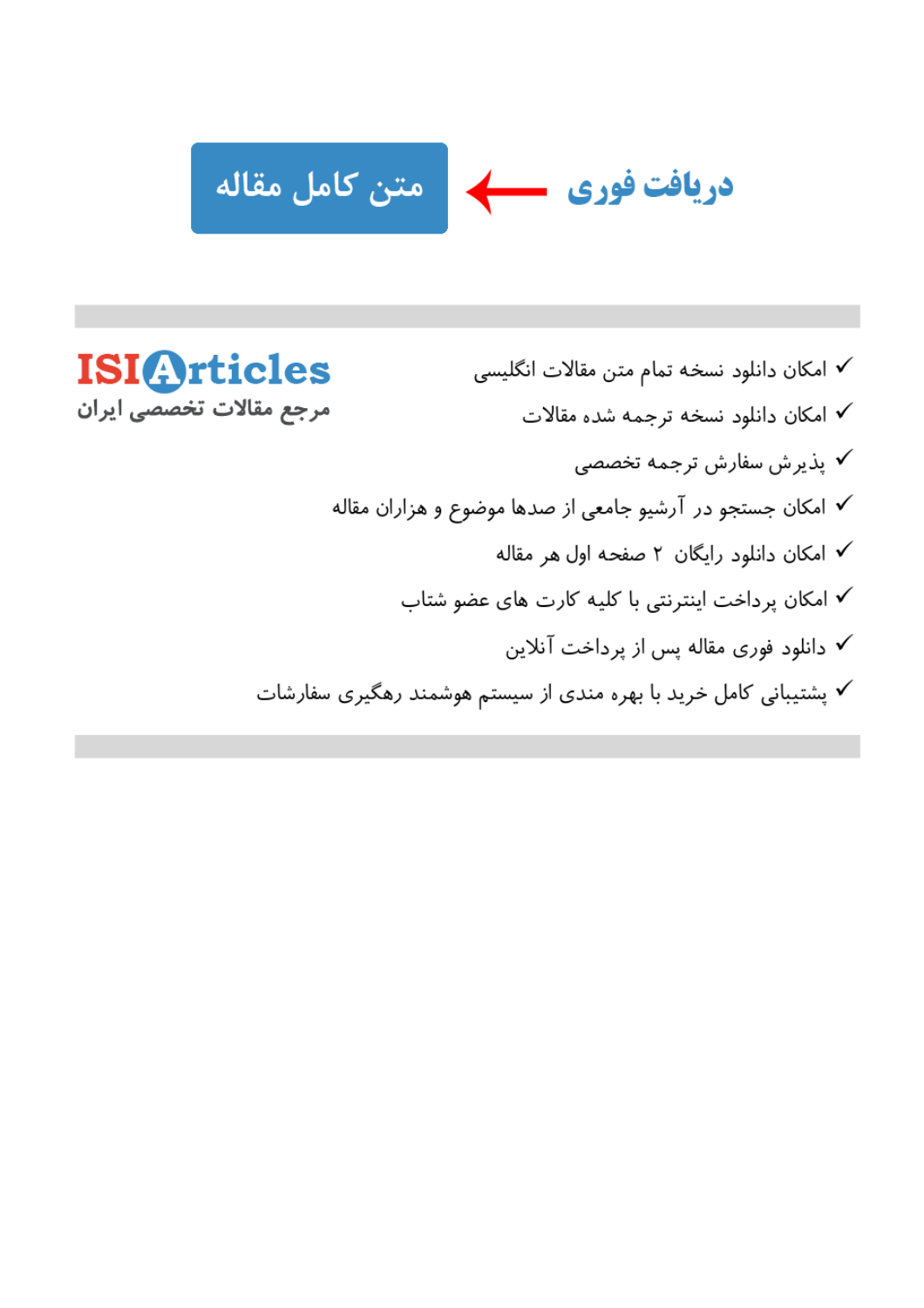دریافت فوری ← متن کامل مقاله

**ISIArticles**
مرجع مقالات تخصصی ایران

- ✓ امکان دانلود نسخه تمام متن مقالات انگلیسی
- ✓ امکان دانلود نسخه ترجمه شده مقالات
- ✓ پذیرش سفارش ترجمه تخصصی
- ✓ امکان جستجو در آرشیو جامعی از صدها موضوع و هزاران مقاله
- ✓ امکان دانلود رایگان ۲ صفحه اول هر مقاله
- ✓ امکان پرداخت اینترنتی با کلیه کارت های عضو شتاب
- ✓ دانلود فوری مقاله پس از پرداخت آنلاین
- ✓ پشتیبانی کامل خرید با بهره مندی از سیستم هوشمند رهگیری سفارشات